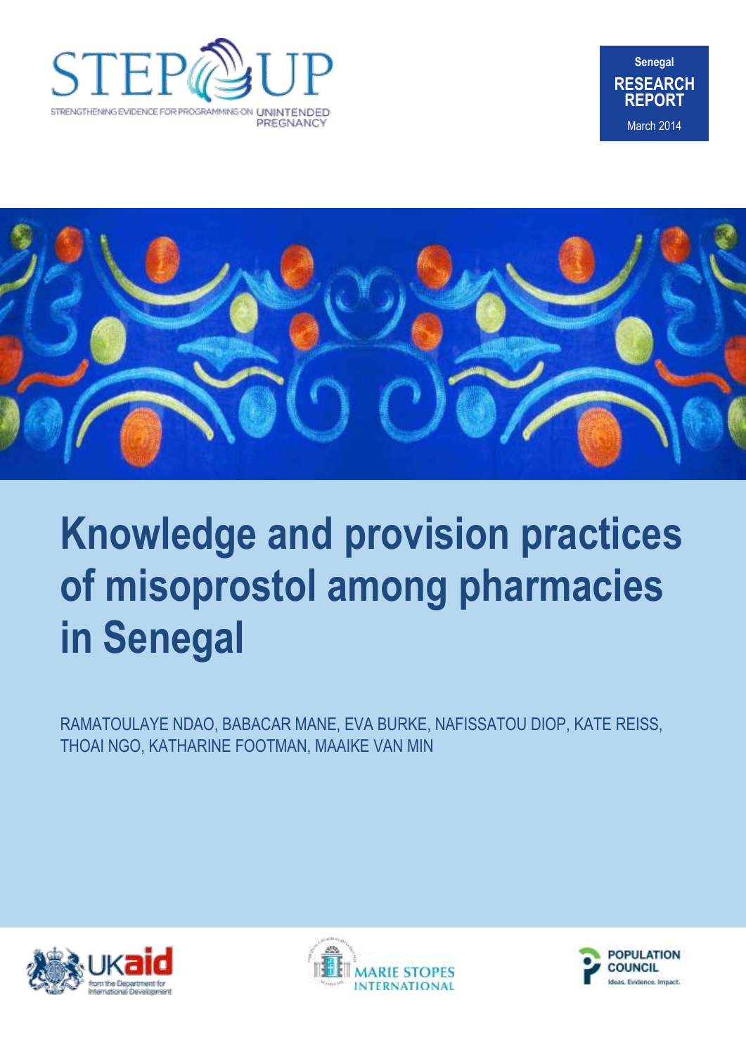STEP UP

STRENGTHENING EVIDENCE FOR PROGRAMMING ON UNINTENDED PREGNANCY

Senegal

**RESEARCH REPORT**

March 2014

# Knowledge and provision practices of misoprostol among pharmacies in Senegal

RAMATOULAYE NDAO, BABACAR MANE, EVA BURKE, NAFISSATOU DIOP, KATE REISS, THOAI NGO, KATHARINE FOOTMAN, MAAIKE VAN MIN

UKaid from the Department for International Development

MARIE STOPES INTERNATIONAL

POPULATION COUNCIL Ideas. Evidence. Impact.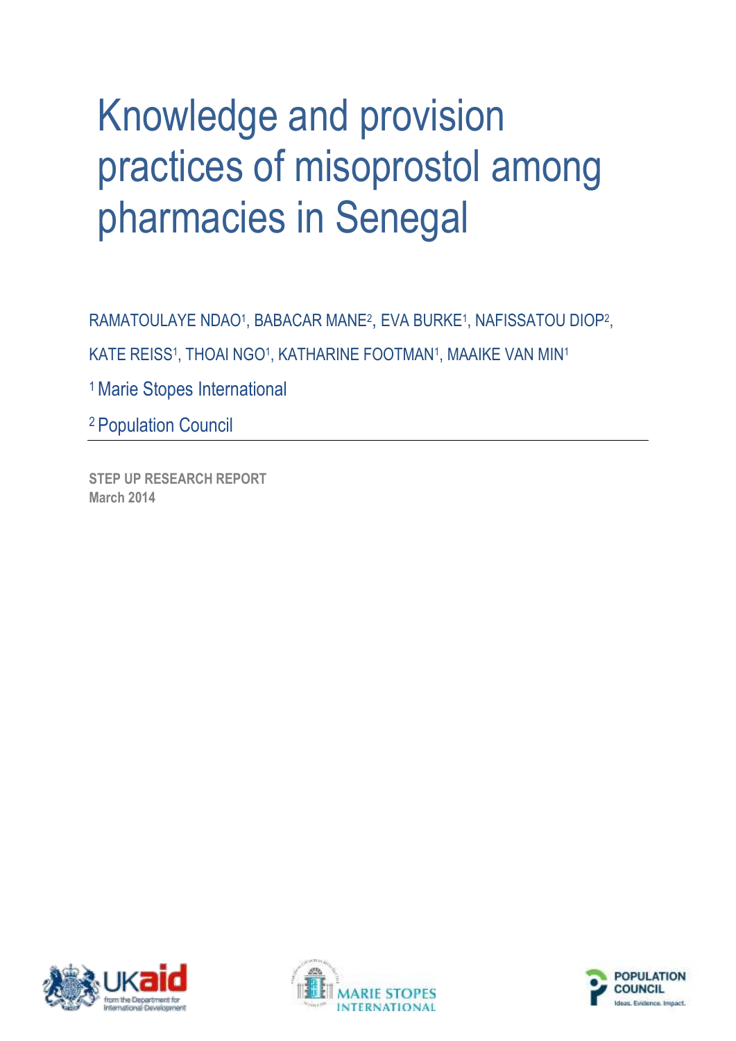# Knowledge and provision practices of misoprostol among pharmacies in Senegal

RAMATOULAYE NDAO[1], BABACAR MANE[2], EVA BURKE[1], NAFISSATOU DIOP[2], KATE REISS[1], THOAI NGO[1], KATHARINE FOOTMAN[1], MAAIKE VAN MIN[1]

[1] Marie Stopes International

[2] Population Council

---

**STEP UP RESEARCH REPORT**
**March 2014**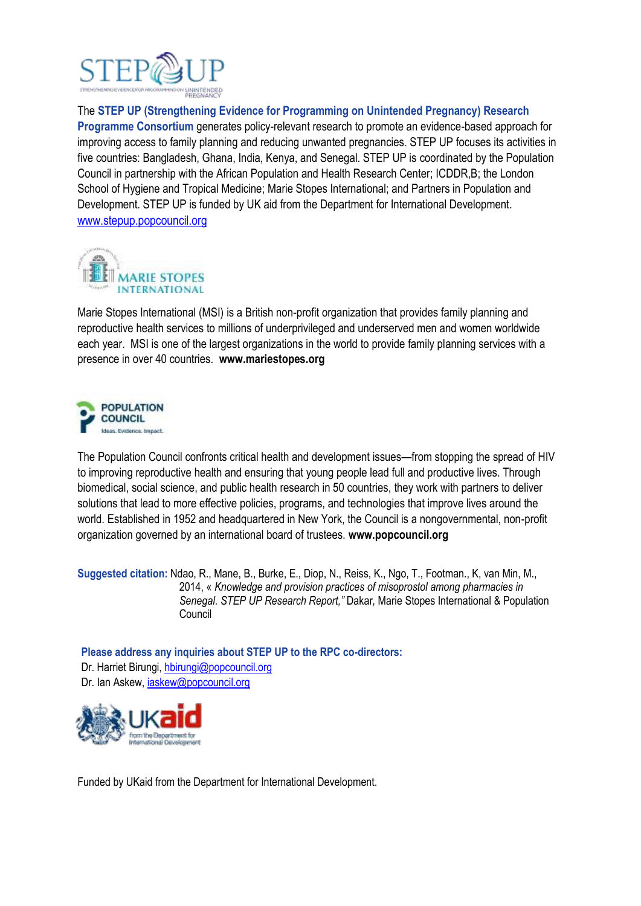The **STEP UP (Strengthening Evidence for Programming on Unintended Pregnancy) Research Programme Consortium** generates policy-relevant research to promote an evidence-based approach for improving access to family planning and reducing unwanted pregnancies. STEP UP focuses its activities in five countries: Bangladesh, Ghana, India, Kenya, and Senegal. STEP UP is coordinated by the Population Council in partnership with the African Population and Health Research Center; ICDDR,B; the London School of Hygiene and Tropical Medicine; Marie Stopes International; and Partners in Population and Development. STEP UP is funded by UK aid from the Department for International Development. www.stepup.popcouncil.org

Marie Stopes International (MSI) is a British non-profit organization that provides family planning and reproductive health services to millions of underprivileged and underserved men and women worldwide each year. MSI is one of the largest organizations in the world to provide family planning services with a presence in over 40 countries. **www.mariestopes.org**

The Population Council confronts critical health and development issues—from stopping the spread of HIV to improving reproductive health and ensuring that young people lead full and productive lives. Through biomedical, social science, and public health research in 50 countries, they work with partners to deliver solutions that lead to more effective policies, programs, and technologies that improve lives around the world. Established in 1952 and headquartered in New York, the Council is a nongovernmental, non-profit organization governed by an international board of trustees. **www.popcouncil.org**

**Suggested citation:** Ndao, R., Mane, B., Burke, E., Diop, N., Reiss, K., Ngo, T., Footman., K, van Min, M., 2014, « *Knowledge and provision practices of misoprostol among pharmacies in Senegal. STEP UP Research Report,"* Dakar, Marie Stopes International & Population Council

**Please address any inquiries about STEP UP to the RPC co-directors:**
Dr. Harriet Birungi, hbirungi@popcouncil.org
Dr. Ian Askew, iaskew@popcouncil.org

Funded by UKaid from the Department for International Development.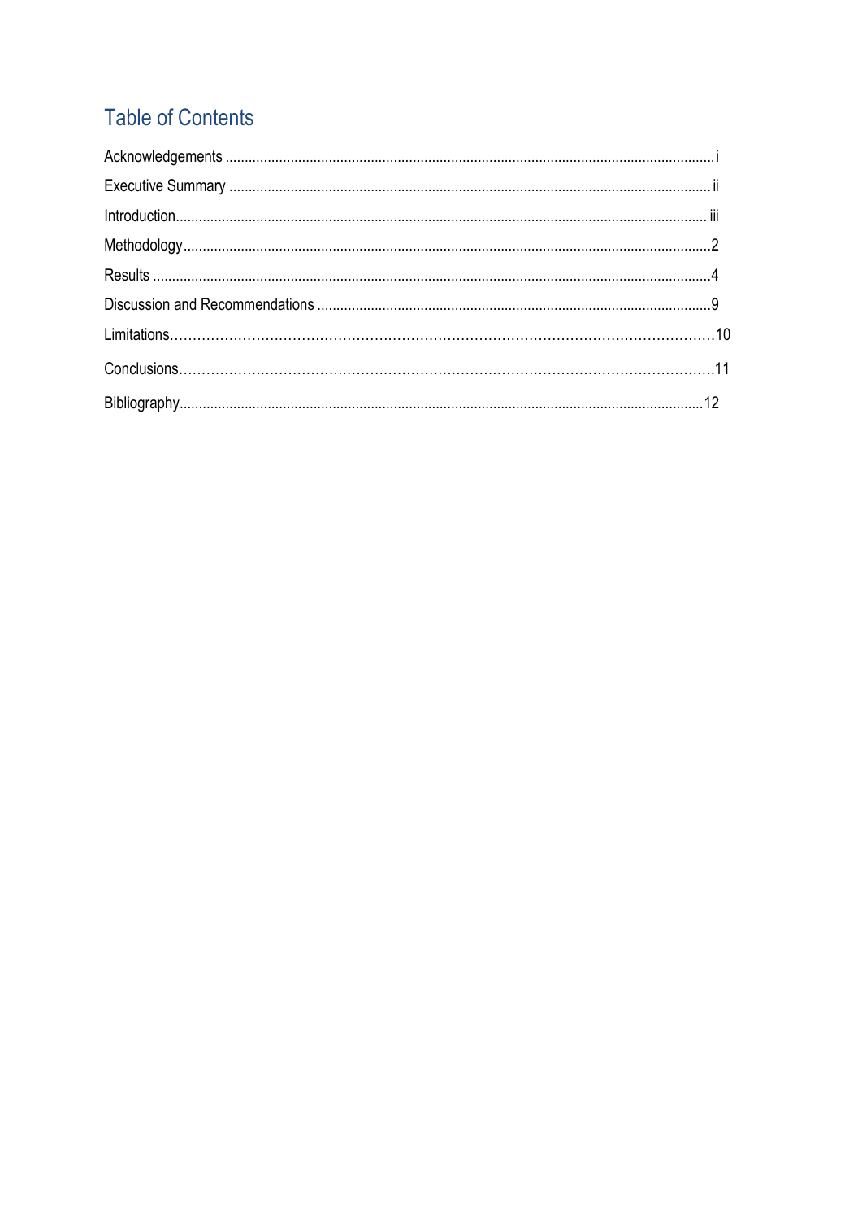## Table of Contents

Acknowledgements ....................................................................................................................................... i

Executive Summary ..................................................................................................................................... ii

Introduction..................................................................................................................................................... iii

Methodology.....................................................................................................................................................2

Results ...............................................................................................................................................................4

Discussion and Recommendations ......................................................................................................9

Limitations……………………………………………………………………………………………………10

Conclusions……………………………………………………………………………………………………11

Bibliography.....................................................................................................................................................12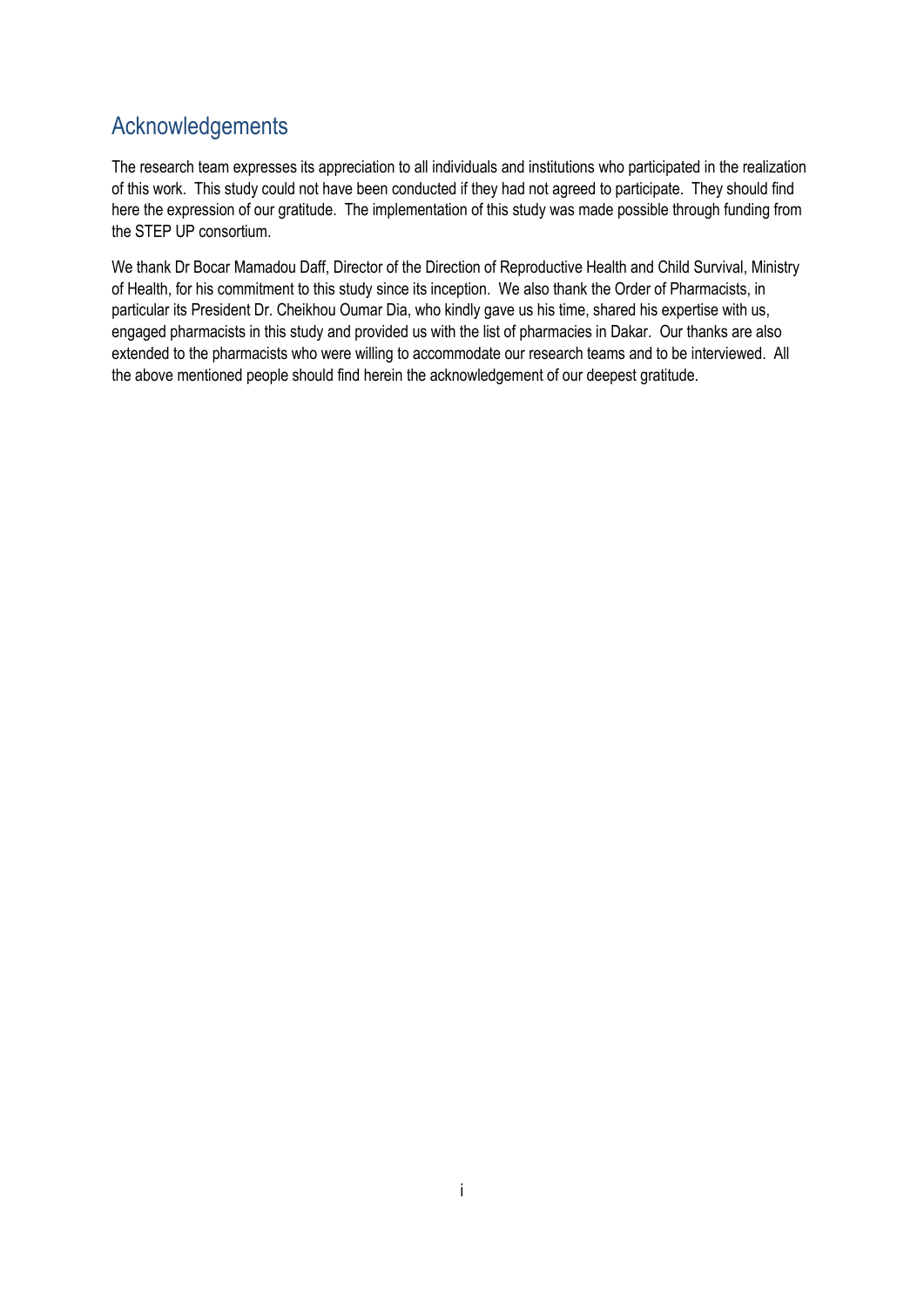## Acknowledgements

The research team expresses its appreciation to all individuals and institutions who participated in the realization of this work. This study could not have been conducted if they had not agreed to participate. They should find here the expression of our gratitude. The implementation of this study was made possible through funding from the STEP UP consortium.

We thank Dr Bocar Mamadou Daff, Director of the Direction of Reproductive Health and Child Survival, Ministry of Health, for his commitment to this study since its inception. We also thank the Order of Pharmacists, in particular its President Dr. Cheikhou Oumar Dia, who kindly gave us his time, shared his expertise with us, engaged pharmacists in this study and provided us with the list of pharmacies in Dakar. Our thanks are also extended to the pharmacists who were willing to accommodate our research teams and to be interviewed. All the above mentioned people should find herein the acknowledgement of our deepest gratitude.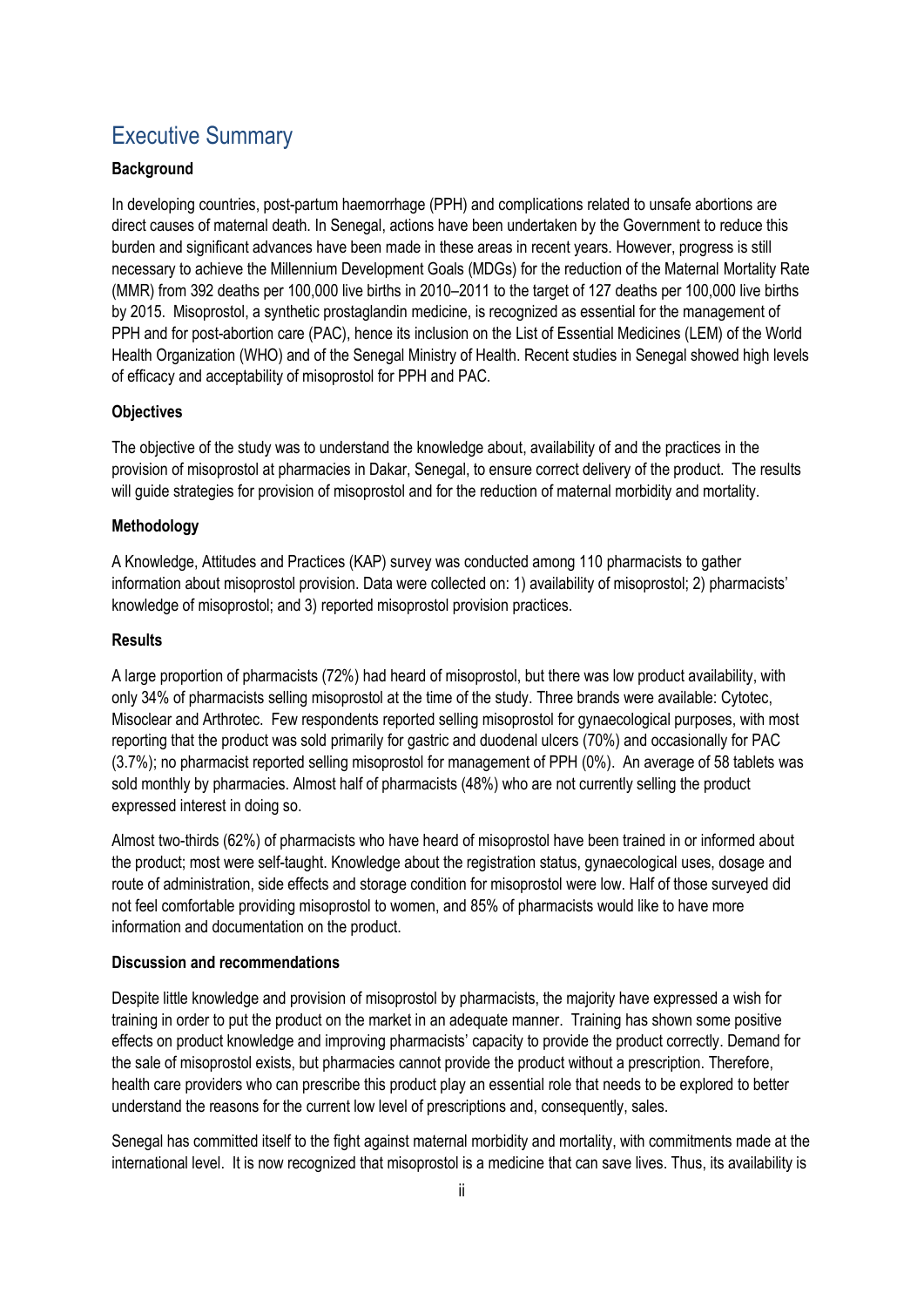# Executive Summary

**Background**

In developing countries, post-partum haemorrhage (PPH) and complications related to unsafe abortions are direct causes of maternal death. In Senegal, actions have been undertaken by the Government to reduce this burden and significant advances have been made in these areas in recent years. However, progress is still necessary to achieve the Millennium Development Goals (MDGs) for the reduction of the Maternal Mortality Rate (MMR) from 392 deaths per 100,000 live births in 2010–2011 to the target of 127 deaths per 100,000 live births by 2015. Misoprostol, a synthetic prostaglandin medicine, is recognized as essential for the management of PPH and for post-abortion care (PAC), hence its inclusion on the List of Essential Medicines (LEM) of the World Health Organization (WHO) and of the Senegal Ministry of Health. Recent studies in Senegal showed high levels of efficacy and acceptability of misoprostol for PPH and PAC.

**Objectives**

The objective of the study was to understand the knowledge about, availability of and the practices in the provision of misoprostol at pharmacies in Dakar, Senegal, to ensure correct delivery of the product. The results will guide strategies for provision of misoprostol and for the reduction of maternal morbidity and mortality.

**Methodology**

A Knowledge, Attitudes and Practices (KAP) survey was conducted among 110 pharmacists to gather information about misoprostol provision. Data were collected on: 1) availability of misoprostol; 2) pharmacists' knowledge of misoprostol; and 3) reported misoprostol provision practices.

**Results**

A large proportion of pharmacists (72%) had heard of misoprostol, but there was low product availability, with only 34% of pharmacists selling misoprostol at the time of the study. Three brands were available: Cytotec, Misoclear and Arthrotec. Few respondents reported selling misoprostol for gynaecological purposes, with most reporting that the product was sold primarily for gastric and duodenal ulcers (70%) and occasionally for PAC (3.7%); no pharmacist reported selling misoprostol for management of PPH (0%). An average of 58 tablets was sold monthly by pharmacies. Almost half of pharmacists (48%) who are not currently selling the product expressed interest in doing so.

Almost two-thirds (62%) of pharmacists who have heard of misoprostol have been trained in or informed about the product; most were self-taught. Knowledge about the registration status, gynaecological uses, dosage and route of administration, side effects and storage condition for misoprostol were low. Half of those surveyed did not feel comfortable providing misoprostol to women, and 85% of pharmacists would like to have more information and documentation on the product.

**Discussion and recommendations**

Despite little knowledge and provision of misoprostol by pharmacists, the majority have expressed a wish for training in order to put the product on the market in an adequate manner. Training has shown some positive effects on product knowledge and improving pharmacists' capacity to provide the product correctly. Demand for the sale of misoprostol exists, but pharmacies cannot provide the product without a prescription. Therefore, health care providers who can prescribe this product play an essential role that needs to be explored to better understand the reasons for the current low level of prescriptions and, consequently, sales.

Senegal has committed itself to the fight against maternal morbidity and mortality, with commitments made at the international level. It is now recognized that misoprostol is a medicine that can save lives. Thus, its availability is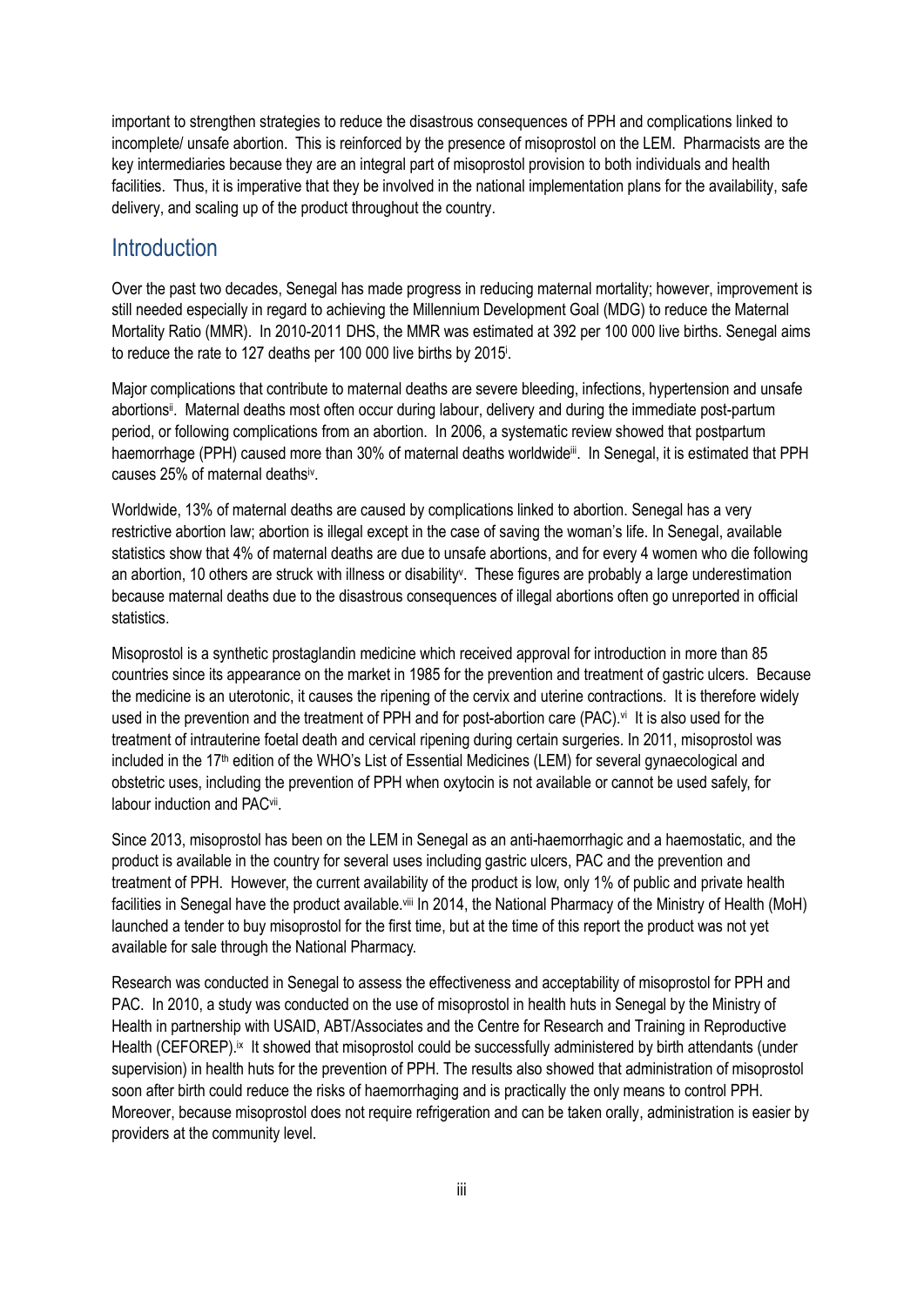important to strengthen strategies to reduce the disastrous consequences of PPH and complications linked to incomplete/ unsafe abortion. This is reinforced by the presence of misoprostol on the LEM. Pharmacists are the key intermediaries because they are an integral part of misoprostol provision to both individuals and health facilities. Thus, it is imperative that they be involved in the national implementation plans for the availability, safe delivery, and scaling up of the product throughout the country.

## Introduction

Over the past two decades, Senegal has made progress in reducing maternal mortality; however, improvement is still needed especially in regard to achieving the Millennium Development Goal (MDG) to reduce the Maternal Mortality Ratio (MMR). In 2010-2011 DHS, the MMR was estimated at 392 per 100 000 live births. Senegal aims to reduce the rate to 127 deaths per 100 000 live births by 2015[i].

Major complications that contribute to maternal deaths are severe bleeding, infections, hypertension and unsafe abortions[ii]. Maternal deaths most often occur during labour, delivery and during the immediate post-partum period, or following complications from an abortion. In 2006, a systematic review showed that postpartum haemorrhage (PPH) caused more than 30% of maternal deaths worldwide[iii]. In Senegal, it is estimated that PPH causes 25% of maternal deaths[iv].

Worldwide, 13% of maternal deaths are caused by complications linked to abortion. Senegal has a very restrictive abortion law; abortion is illegal except in the case of saving the woman's life. In Senegal, available statistics show that 4% of maternal deaths are due to unsafe abortions, and for every 4 women who die following an abortion, 10 others are struck with illness or disability[v]. These figures are probably a large underestimation because maternal deaths due to the disastrous consequences of illegal abortions often go unreported in official statistics.

Misoprostol is a synthetic prostaglandin medicine which received approval for introduction in more than 85 countries since its appearance on the market in 1985 for the prevention and treatment of gastric ulcers. Because the medicine is an uterotonic, it causes the ripening of the cervix and uterine contractions. It is therefore widely used in the prevention and the treatment of PPH and for post-abortion care (PAC).[vi] It is also used for the treatment of intrauterine foetal death and cervical ripening during certain surgeries. In 2011, misoprostol was included in the 17th edition of the WHO's List of Essential Medicines (LEM) for several gynaecological and obstetric uses, including the prevention of PPH when oxytocin is not available or cannot be used safely, for labour induction and PAC[vii].

Since 2013, misoprostol has been on the LEM in Senegal as an anti-haemorrhagic and a haemostatic, and the product is available in the country for several uses including gastric ulcers, PAC and the prevention and treatment of PPH. However, the current availability of the product is low, only 1% of public and private health facilities in Senegal have the product available.[viii] In 2014, the National Pharmacy of the Ministry of Health (MoH) launched a tender to buy misoprostol for the first time, but at the time of this report the product was not yet available for sale through the National Pharmacy.

Research was conducted in Senegal to assess the effectiveness and acceptability of misoprostol for PPH and PAC. In 2010, a study was conducted on the use of misoprostol in health huts in Senegal by the Ministry of Health in partnership with USAID, ABT/Associates and the Centre for Research and Training in Reproductive Health (CEFOREP).[ix] It showed that misoprostol could be successfully administered by birth attendants (under supervision) in health huts for the prevention of PPH. The results also showed that administration of misoprostol soon after birth could reduce the risks of haemorrhaging and is practically the only means to control PPH. Moreover, because misoprostol does not require refrigeration and can be taken orally, administration is easier by providers at the community level.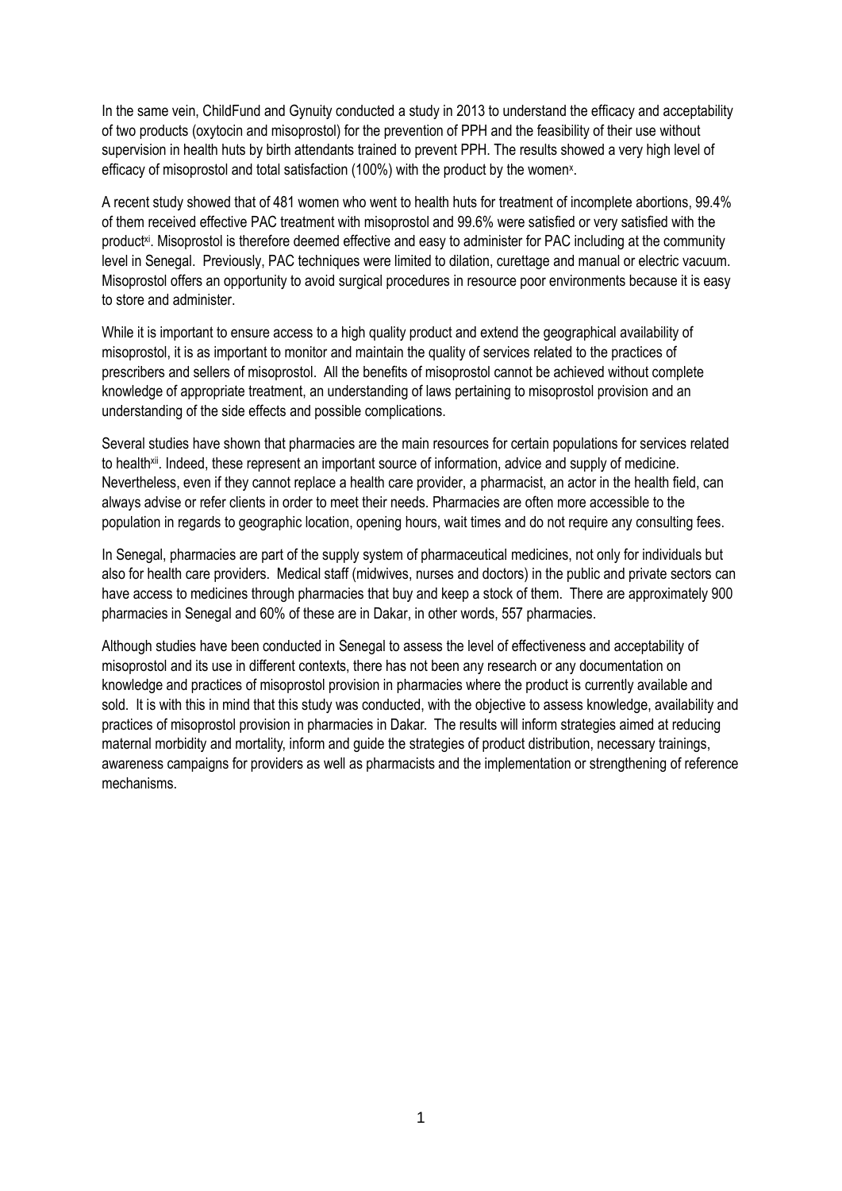In the same vein, ChildFund and Gynuity conducted a study in 2013 to understand the efficacy and acceptability of two products (oxytocin and misoprostol) for the prevention of PPH and the feasibility of their use without supervision in health huts by birth attendants trained to prevent PPH. The results showed a very high level of efficacy of misoprostol and total satisfaction (100%) with the product by the women[x].

A recent study showed that of 481 women who went to health huts for treatment of incomplete abortions, 99.4% of them received effective PAC treatment with misoprostol and 99.6% were satisfied or very satisfied with the product[xi]. Misoprostol is therefore deemed effective and easy to administer for PAC including at the community level in Senegal. Previously, PAC techniques were limited to dilation, curettage and manual or electric vacuum. Misoprostol offers an opportunity to avoid surgical procedures in resource poor environments because it is easy to store and administer.

While it is important to ensure access to a high quality product and extend the geographical availability of misoprostol, it is as important to monitor and maintain the quality of services related to the practices of prescribers and sellers of misoprostol. All the benefits of misoprostol cannot be achieved without complete knowledge of appropriate treatment, an understanding of laws pertaining to misoprostol provision and an understanding of the side effects and possible complications.

Several studies have shown that pharmacies are the main resources for certain populations for services related to health[xii]. Indeed, these represent an important source of information, advice and supply of medicine. Nevertheless, even if they cannot replace a health care provider, a pharmacist, an actor in the health field, can always advise or refer clients in order to meet their needs. Pharmacies are often more accessible to the population in regards to geographic location, opening hours, wait times and do not require any consulting fees.

In Senegal, pharmacies are part of the supply system of pharmaceutical medicines, not only for individuals but also for health care providers. Medical staff (midwives, nurses and doctors) in the public and private sectors can have access to medicines through pharmacies that buy and keep a stock of them. There are approximately 900 pharmacies in Senegal and 60% of these are in Dakar, in other words, 557 pharmacies.

Although studies have been conducted in Senegal to assess the level of effectiveness and acceptability of misoprostol and its use in different contexts, there has not been any research or any documentation on knowledge and practices of misoprostol provision in pharmacies where the product is currently available and sold. It is with this in mind that this study was conducted, with the objective to assess knowledge, availability and practices of misoprostol provision in pharmacies in Dakar. The results will inform strategies aimed at reducing maternal morbidity and mortality, inform and guide the strategies of product distribution, necessary trainings, awareness campaigns for providers as well as pharmacists and the implementation or strengthening of reference mechanisms.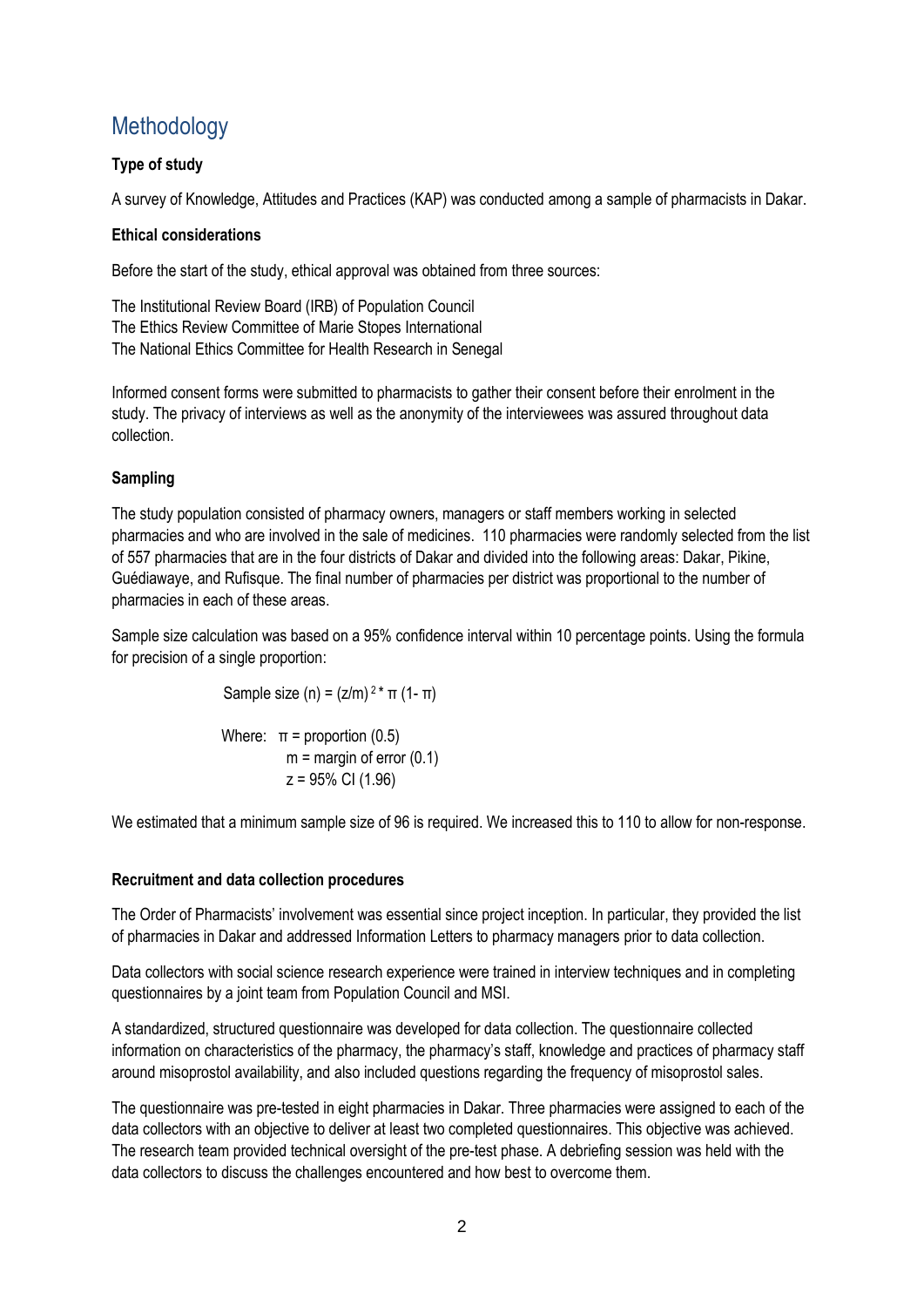# Methodology

**Type of study**

A survey of Knowledge, Attitudes and Practices (KAP) was conducted among a sample of pharmacists in Dakar.

**Ethical considerations**

Before the start of the study, ethical approval was obtained from three sources:

The Institutional Review Board (IRB) of Population Council
The Ethics Review Committee of Marie Stopes International
The National Ethics Committee for Health Research in Senegal

Informed consent forms were submitted to pharmacists to gather their consent before their enrolment in the study. The privacy of interviews as well as the anonymity of the interviewees was assured throughout data collection.

**Sampling**

The study population consisted of pharmacy owners, managers or staff members working in selected pharmacies and who are involved in the sale of medicines. 110 pharmacies were randomly selected from the list of 557 pharmacies that are in the four districts of Dakar and divided into the following areas: Dakar, Pikine, Guédiawaye, and Rufisque. The final number of pharmacies per district was proportional to the number of pharmacies in each of these areas.

Sample size calculation was based on a 95% confidence interval within 10 percentage points. Using the formula for precision of a single proportion:

$$\text{Sample size } (n) = (z/m)^2 * \pi (1-\pi)$$

Where: $\pi$ = proportion (0.5)
$m$ = margin of error (0.1)
$z$ = 95% CI (1.96)

We estimated that a minimum sample size of 96 is required. We increased this to 110 to allow for non-response.

**Recruitment and data collection procedures**

The Order of Pharmacists' involvement was essential since project inception. In particular, they provided the list of pharmacies in Dakar and addressed Information Letters to pharmacy managers prior to data collection.

Data collectors with social science research experience were trained in interview techniques and in completing questionnaires by a joint team from Population Council and MSI.

A standardized, structured questionnaire was developed for data collection. The questionnaire collected information on characteristics of the pharmacy, the pharmacy's staff, knowledge and practices of pharmacy staff around misoprostol availability, and also included questions regarding the frequency of misoprostol sales.

The questionnaire was pre-tested in eight pharmacies in Dakar. Three pharmacies were assigned to each of the data collectors with an objective to deliver at least two completed questionnaires. This objective was achieved. The research team provided technical oversight of the pre-test phase. A debriefing session was held with the data collectors to discuss the challenges encountered and how best to overcome them.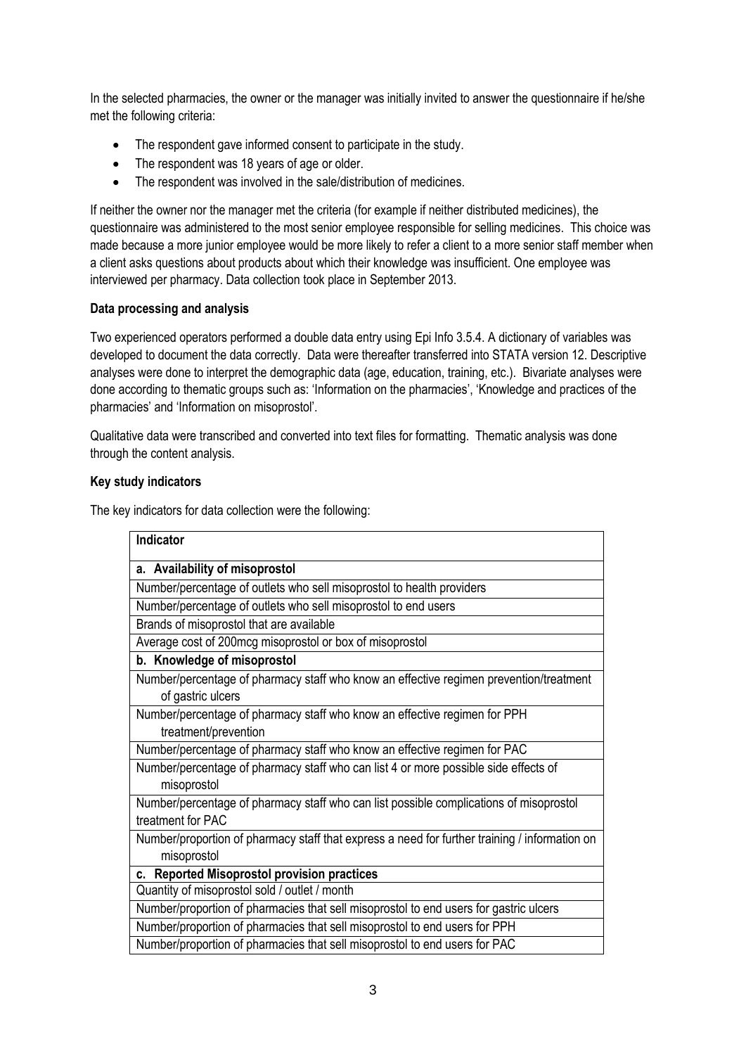In the selected pharmacies, the owner or the manager was initially invited to answer the questionnaire if he/she met the following criteria:

- The respondent gave informed consent to participate in the study.
- The respondent was 18 years of age or older.
- The respondent was involved in the sale/distribution of medicines.

If neither the owner nor the manager met the criteria (for example if neither distributed medicines), the questionnaire was administered to the most senior employee responsible for selling medicines. This choice was made because a more junior employee would be more likely to refer a client to a more senior staff member when a client asks questions about products about which their knowledge was insufficient. One employee was interviewed per pharmacy. Data collection took place in September 2013.

**Data processing and analysis**

Two experienced operators performed a double data entry using Epi Info 3.5.4. A dictionary of variables was developed to document the data correctly. Data were thereafter transferred into STATA version 12. Descriptive analyses were done to interpret the demographic data (age, education, training, etc.). Bivariate analyses were done according to thematic groups such as: 'Information on the pharmacies', 'Knowledge and practices of the pharmacies' and 'Information on misoprostol'.

Qualitative data were transcribed and converted into text files for formatting. Thematic analysis was done through the content analysis.

**Key study indicators**

The key indicators for data collection were the following:

| **Indicator** |
| --- |
| **a. Availability of misoprostol** |
| Number/percentage of outlets who sell misoprostol to health providers |
| Number/percentage of outlets who sell misoprostol to end users |
| Brands of misoprostol that are available |
| Average cost of 200mcg misoprostol or box of misoprostol |
| **b. Knowledge of misoprostol** |
| Number/percentage of pharmacy staff who know an effective regimen prevention/treatment of gastric ulcers |
| Number/percentage of pharmacy staff who know an effective regimen for PPH treatment/prevention |
| Number/percentage of pharmacy staff who know an effective regimen for PAC |
| Number/percentage of pharmacy staff who can list 4 or more possible side effects of misoprostol |
| Number/percentage of pharmacy staff who can list possible complications of misoprostol treatment for PAC |
| Number/proportion of pharmacy staff that express a need for further training / information on misoprostol |
| **c. Reported Misoprostol provision practices** |
| Quantity of misoprostol sold / outlet / month |
| Number/proportion of pharmacies that sell misoprostol to end users for gastric ulcers |
| Number/proportion of pharmacies that sell misoprostol to end users for PPH |
| Number/proportion of pharmacies that sell misoprostol to end users for PAC |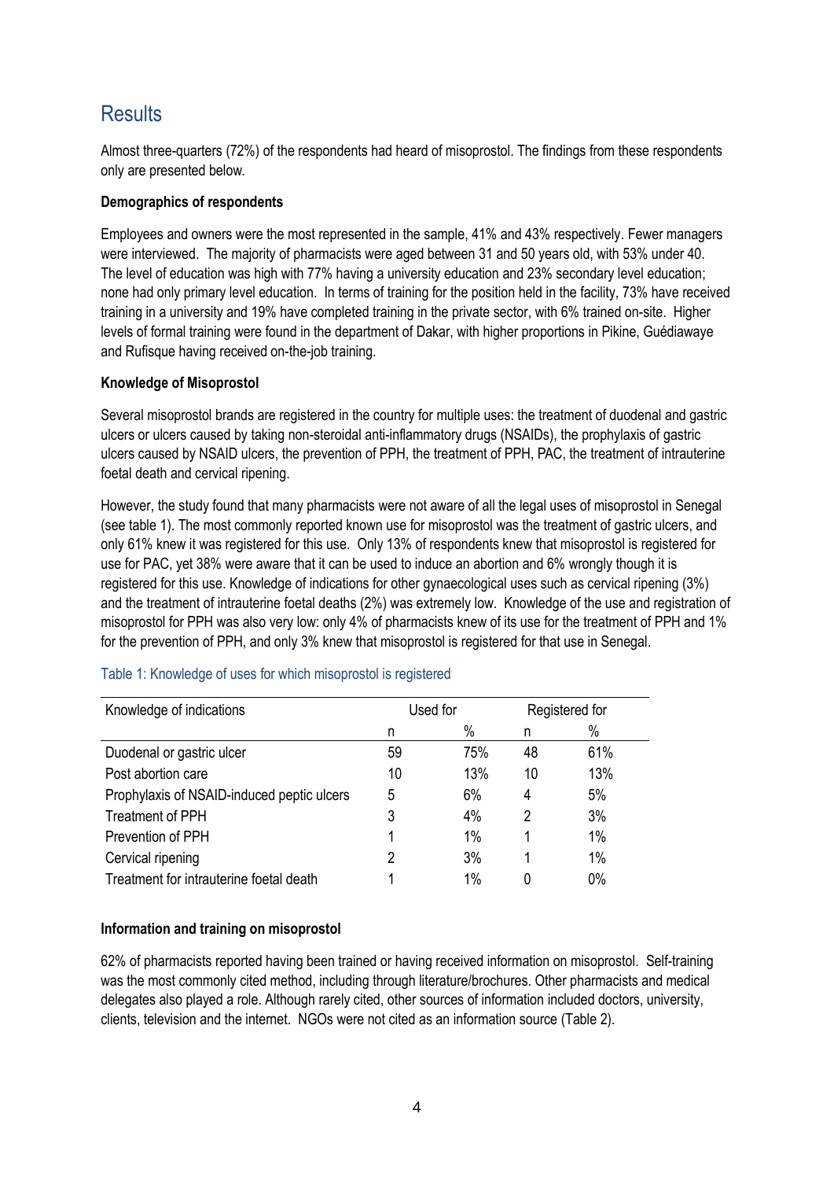## Results

Almost three-quarters (72%) of the respondents had heard of misoprostol. The findings from these respondents only are presented below.

**Demographics of respondents**

Employees and owners were the most represented in the sample, 41% and 43% respectively. Fewer managers were interviewed. The majority of pharmacists were aged between 31 and 50 years old, with 53% under 40. The level of education was high with 77% having a university education and 23% secondary level education; none had only primary level education. In terms of training for the position held in the facility, 73% have received training in a university and 19% have completed training in the private sector, with 6% trained on-site. Higher levels of formal training were found in the department of Dakar, with higher proportions in Pikine, Guédiawaye and Rufisque having received on-the-job training.

**Knowledge of Misoprostol**

Several misoprostol brands are registered in the country for multiple uses: the treatment of duodenal and gastric ulcers or ulcers caused by taking non-steroidal anti-inflammatory drugs (NSAIDs), the prophylaxis of gastric ulcers caused by NSAID ulcers, the prevention of PPH, the treatment of PPH, PAC, the treatment of intrauterine foetal death and cervical ripening.

However, the study found that many pharmacists were not aware of all the legal uses of misoprostol in Senegal (see table 1). The most commonly reported known use for misoprostol was the treatment of gastric ulcers, and only 61% knew it was registered for this use. Only 13% of respondents knew that misoprostol is registered for use for PAC, yet 38% were aware that it can be used to induce an abortion and 6% wrongly though it is registered for this use. Knowledge of indications for other gynaecological uses such as cervical ripening (3%) and the treatment of intrauterine foetal deaths (2%) was extremely low. Knowledge of the use and registration of misoprostol for PPH was also very low: only 4% of pharmacists knew of its use for the treatment of PPH and 1% for the prevention of PPH, and only 3% knew that misoprostol is registered for that use in Senegal.

Table 1: Knowledge of uses for which misoprostol is registered

| Knowledge of indications | Used for | | Registered for | |
|---|---|---|---|---|
| | n | % | n | % |
| Duodenal or gastric ulcer | 59 | 75% | 48 | 61% |
| Post abortion care | 10 | 13% | 10 | 13% |
| Prophylaxis of NSAID-induced peptic ulcers | 5 | 6% | 4 | 5% |
| Treatment of PPH | 3 | 4% | 2 | 3% |
| Prevention of PPH | 1 | 1% | 1 | 1% |
| Cervical ripening | 2 | 3% | 1 | 1% |
| Treatment for intrauterine foetal death | 1 | 1% | 0 | 0% |

**Information and training on misoprostol**

62% of pharmacists reported having been trained or having received information on misoprostol. Self-training was the most commonly cited method, including through literature/brochures. Other pharmacists and medical delegates also played a role. Although rarely cited, other sources of information included doctors, university, clients, television and the internet. NGOs were not cited as an information source (Table 2).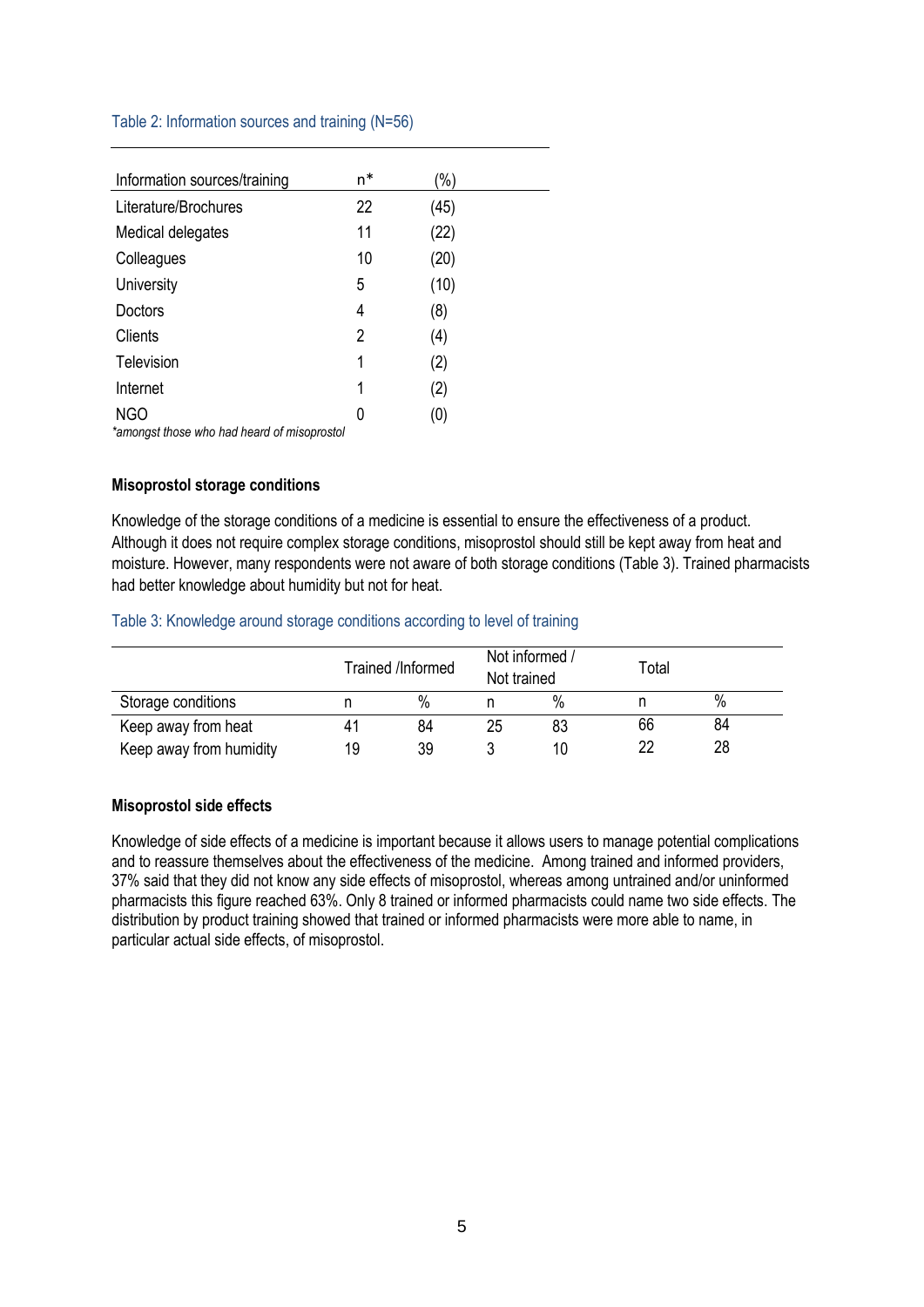Table 2: Information sources and training (N=56)

| Information sources/training | n* | (%) |
|---|---|---|
| Literature/Brochures | 22 | (45) |
| Medical delegates | 11 | (22) |
| Colleagues | 10 | (20) |
| University | 5 | (10) |
| Doctors | 4 | (8) |
| Clients | 2 | (4) |
| Television | 1 | (2) |
| Internet | 1 | (2) |
| NGO | 0 | (0) |

*amongst those who had heard of misoprostol*

**Misoprostol storage conditions**

Knowledge of the storage conditions of a medicine is essential to ensure the effectiveness of a product. Although it does not require complex storage conditions, misoprostol should still be kept away from heat and moisture. However, many respondents were not aware of both storage conditions (Table 3). Trained pharmacists had better knowledge about humidity but not for heat.

Table 3: Knowledge around storage conditions according to level of training

| | Trained /Informed | | Not informed / Not trained | | Total | |
|---|---|---|---|---|---|---|
| Storage conditions | n | % | n | % | n | % |
| Keep away from heat | 41 | 84 | 25 | 83 | 66 | 84 |
| Keep away from humidity | 19 | 39 | 3 | 10 | 22 | 28 |

**Misoprostol side effects**

Knowledge of side effects of a medicine is important because it allows users to manage potential complications and to reassure themselves about the effectiveness of the medicine. Among trained and informed providers, 37% said that they did not know any side effects of misoprostol, whereas among untrained and/or uninformed pharmacists this figure reached 63%. Only 8 trained or informed pharmacists could name two side effects. The distribution by product training showed that trained or informed pharmacists were more able to name, in particular actual side effects, of misoprostol.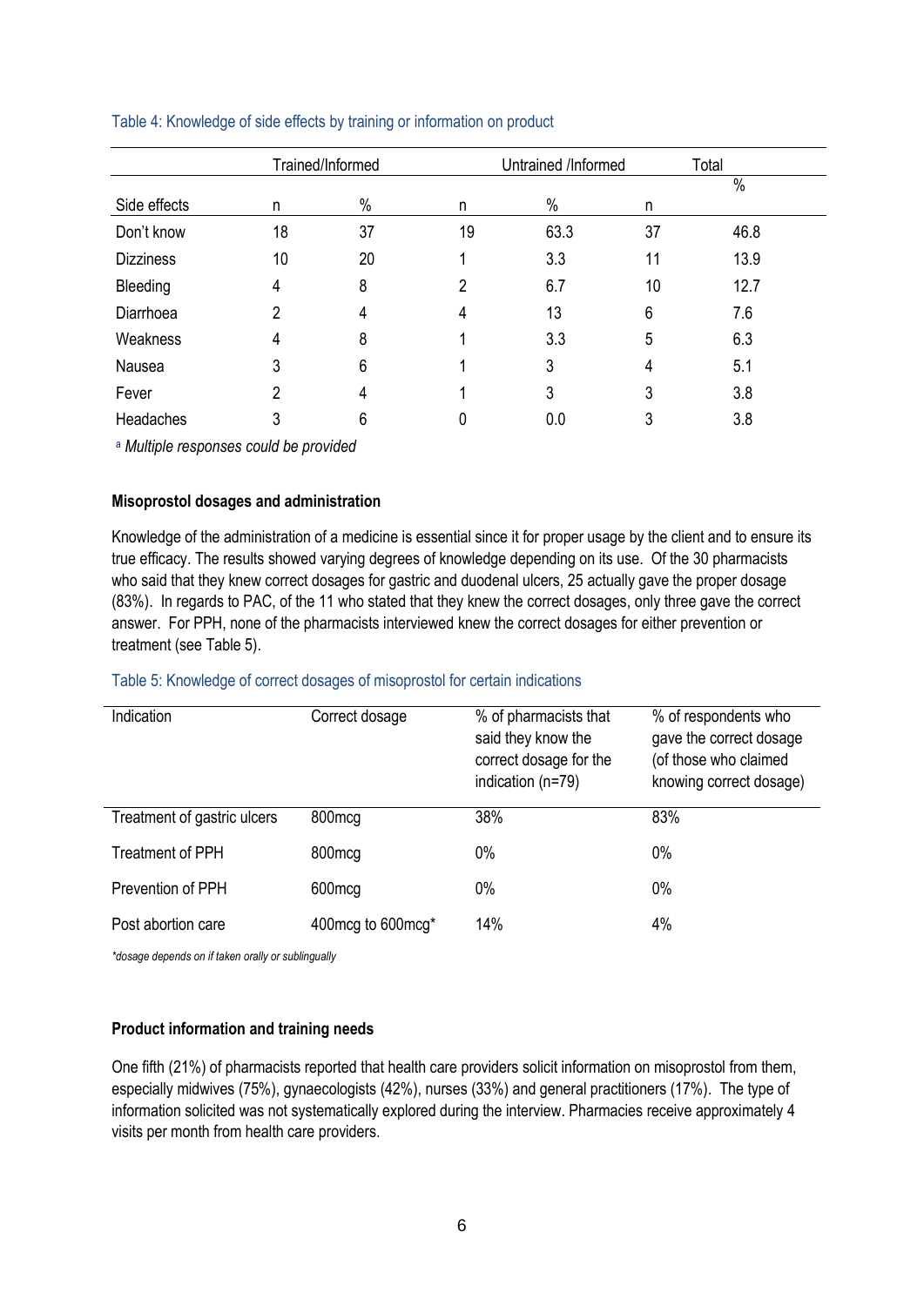Table 4: Knowledge of side effects by training or information on product

| | Trained/Informed | | Untrained /Informed | | Total | |
|---|---|---|---|---|---|---|
| Side effects | n | % | n | % | n | % |
| Don't know | 18 | 37 | 19 | 63.3 | 37 | 46.8 |
| Dizziness | 10 | 20 | 1 | 3.3 | 11 | 13.9 |
| Bleeding | 4 | 8 | 2 | 6.7 | 10 | 12.7 |
| Diarrhoea | 2 | 4 | 4 | 13 | 6 | 7.6 |
| Weakness | 4 | 8 | 1 | 3.3 | 5 | 6.3 |
| Nausea | 3 | 6 | 1 | 3 | 4 | 5.1 |
| Fever | 2 | 4 | 1 | 3 | 3 | 3.8 |
| Headaches | 3 | 6 | 0 | 0.0 | 3 | 3.8 |

[a] *Multiple responses could be provided*

**Misoprostol dosages and administration**

Knowledge of the administration of a medicine is essential since it for proper usage by the client and to ensure its true efficacy. The results showed varying degrees of knowledge depending on its use. Of the 30 pharmacists who said that they knew correct dosages for gastric and duodenal ulcers, 25 actually gave the proper dosage (83%). In regards to PAC, of the 11 who stated that they knew the correct dosages, only three gave the correct answer. For PPH, none of the pharmacists interviewed knew the correct dosages for either prevention or treatment (see Table 5).

Table 5: Knowledge of correct dosages of misoprostol for certain indications

| Indication | Correct dosage | % of pharmacists that said they know the correct dosage for the indication (n=79) | % of respondents who gave the correct dosage (of those who claimed knowing correct dosage) |
|---|---|---|---|
| Treatment of gastric ulcers | 800mcg | 38% | 83% |
| Treatment of PPH | 800mcg | 0% | 0% |
| Prevention of PPH | 600mcg | 0% | 0% |
| Post abortion care | 400mcg to 600mcg* | 14% | 4% |

*\*dosage depends on if taken orally or sublingually*

**Product information and training needs**

One fifth (21%) of pharmacists reported that health care providers solicit information on misoprostol from them, especially midwives (75%), gynaecologists (42%), nurses (33%) and general practitioners (17%). The type of information solicited was not systematically explored during the interview. Pharmacies receive approximately 4 visits per month from health care providers.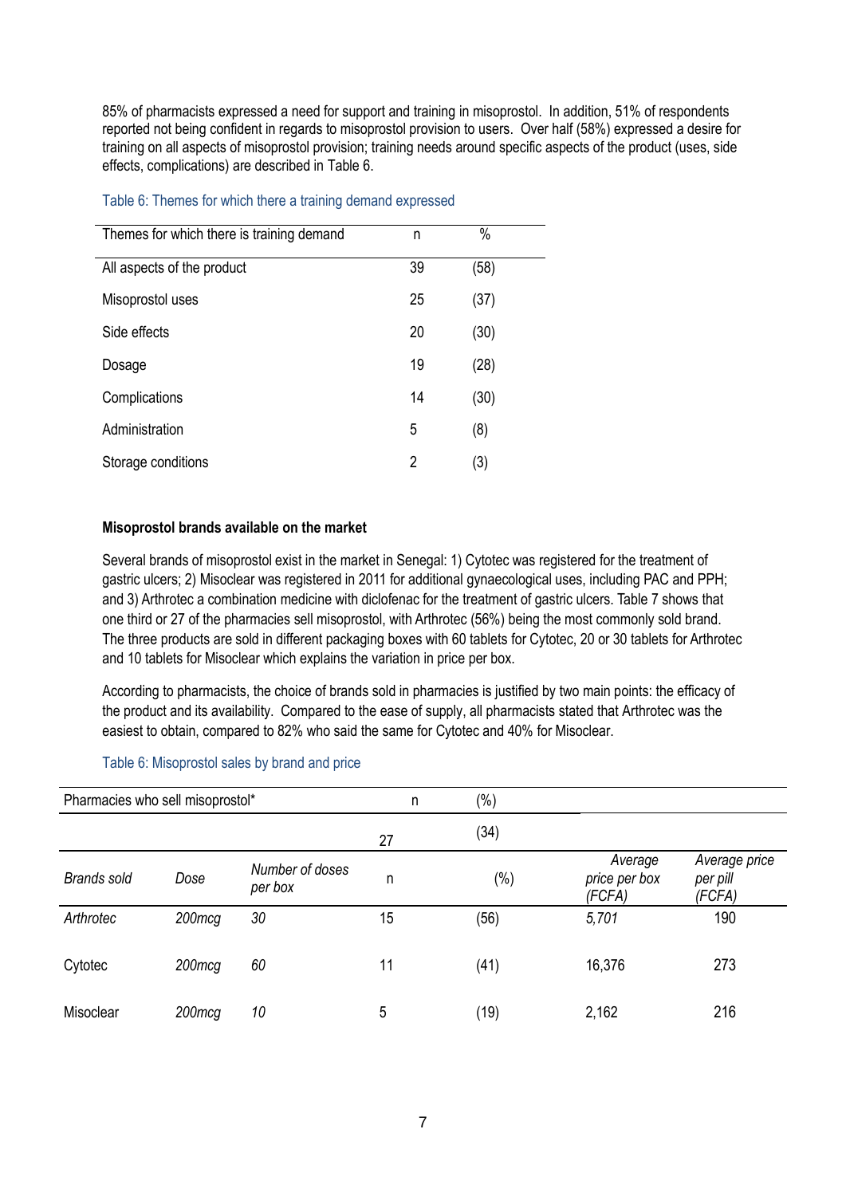85% of pharmacists expressed a need for support and training in misoprostol. In addition, 51% of respondents reported not being confident in regards to misoprostol provision to users. Over half (58%) expressed a desire for training on all aspects of misoprostol provision; training needs around specific aspects of the product (uses, side effects, complications) are described in Table 6.

Table 6: Themes for which there a training demand expressed

| Themes for which there is training demand | n | % |
|---|---|---|
| All aspects of the product | 39 | (58) |
| Misoprostol uses | 25 | (37) |
| Side effects | 20 | (30) |
| Dosage | 19 | (28) |
| Complications | 14 | (30) |
| Administration | 5 | (8) |
| Storage conditions | 2 | (3) |

**Misoprostol brands available on the market**

Several brands of misoprostol exist in the market in Senegal: 1) Cytotec was registered for the treatment of gastric ulcers; 2) Misoclear was registered in 2011 for additional gynaecological uses, including PAC and PPH; and 3) Arthrotec a combination medicine with diclofenac for the treatment of gastric ulcers. Table 7 shows that one third or 27 of the pharmacies sell misoprostol, with Arthrotec (56%) being the most commonly sold brand. The three products are sold in different packaging boxes with 60 tablets for Cytotec, 20 or 30 tablets for Arthrotec and 10 tablets for Misoclear which explains the variation in price per box.

According to pharmacists, the choice of brands sold in pharmacies is justified by two main points: the efficacy of the product and its availability. Compared to the ease of supply, all pharmacists stated that Arthrotec was the easiest to obtain, compared to 82% who said the same for Cytotec and 40% for Misoclear.

Table 6: Misoprostol sales by brand and price

| Pharmacies who sell misoprostol* | | | n | (%) | | |
|---|---|---|---|---|---|---|
| | | | 27 | (34) | | |
| *Brands sold* | *Dose* | *Number of doses per box* | n | (%) | *Average price per box (FCFA)* | *Average price per pill (FCFA)* |
| *Arthrotec* | *200mcg* | *30* | 15 | (56) | *5,701* | 190 |
| Cytotec | *200mcg* | *60* | 11 | (41) | 16,376 | 273 |
| Misoclear | *200mcg* | *10* | 5 | (19) | 2,162 | 216 |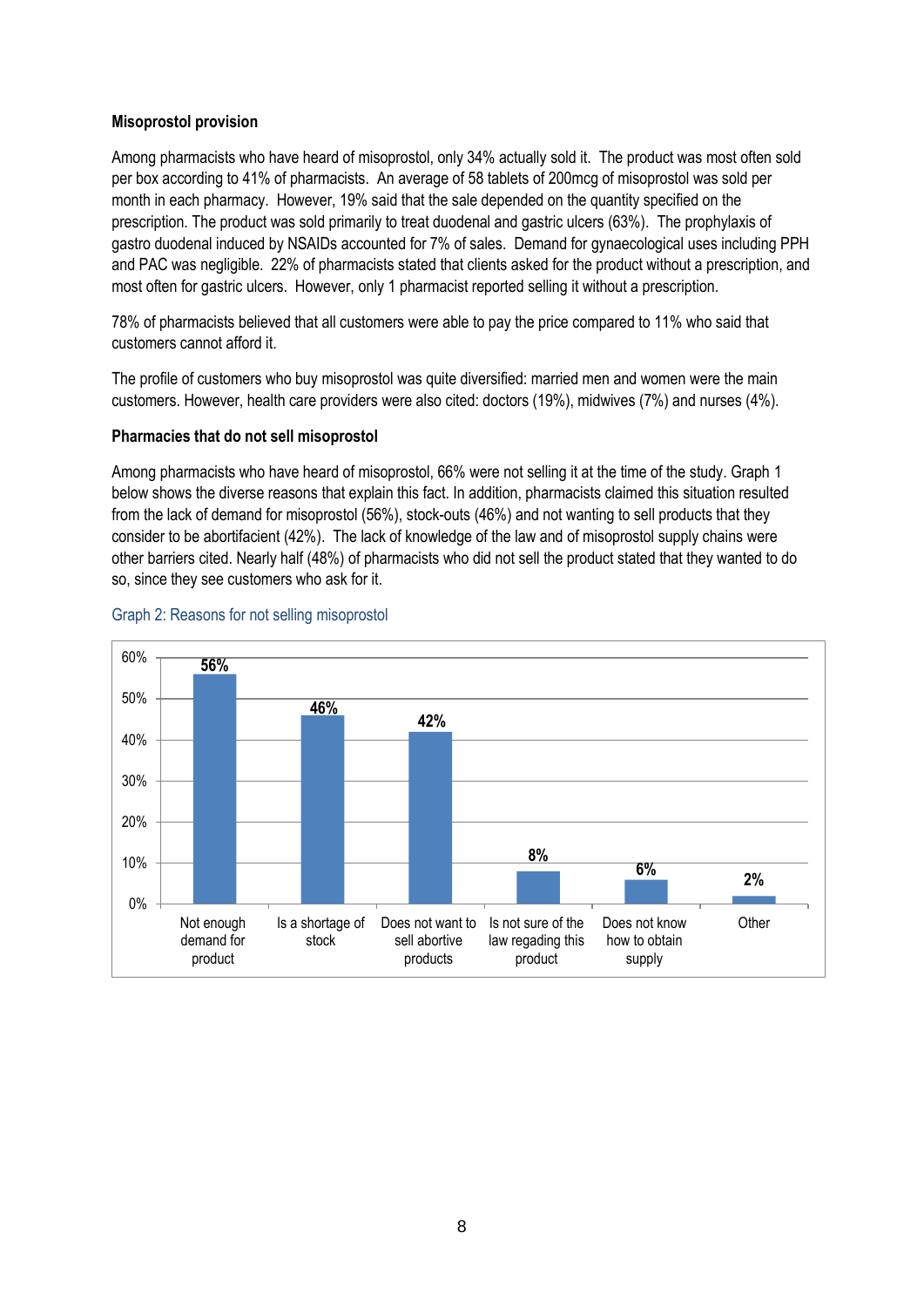**Misoprostol provision**

Among pharmacists who have heard of misoprostol, only 34% actually sold it. The product was most often sold per box according to 41% of pharmacists. An average of 58 tablets of 200mcg of misoprostol was sold per month in each pharmacy. However, 19% said that the sale depended on the quantity specified on the prescription. The product was sold primarily to treat duodenal and gastric ulcers (63%). The prophylaxis of gastro duodenal induced by NSAIDs accounted for 7% of sales. Demand for gynaecological uses including PPH and PAC was negligible. 22% of pharmacists stated that clients asked for the product without a prescription, and most often for gastric ulcers. However, only 1 pharmacist reported selling it without a prescription.

78% of pharmacists believed that all customers were able to pay the price compared to 11% who said that customers cannot afford it.

The profile of customers who buy misoprostol was quite diversified: married men and women were the main customers. However, health care providers were also cited: doctors (19%), midwives (7%) and nurses (4%).

**Pharmacies that do not sell misoprostol**

Among pharmacists who have heard of misoprostol, 66% were not selling it at the time of the study. Graph 1 below shows the diverse reasons that explain this fact. In addition, pharmacists claimed this situation resulted from the lack of demand for misoprostol (56%), stock-outs (46%) and not wanting to sell products that they consider to be abortifacient (42%). The lack of knowledge of the law and of misoprostol supply chains were other barriers cited. Nearly half (48%) of pharmacists who did not sell the product stated that they wanted to do so, since they see customers who ask for it.

Graph 2: Reasons for not selling misoprostol

| Reason | Percentage |
|---|---|
| Not enough demand for product | 56% |
| Is a shortage of stock | 46% |
| Does not want to sell abortive products | 42% |
| Is not sure of the law regading this product | 8% |
| Does not know how to obtain supply | 6% |
| Other | 2% |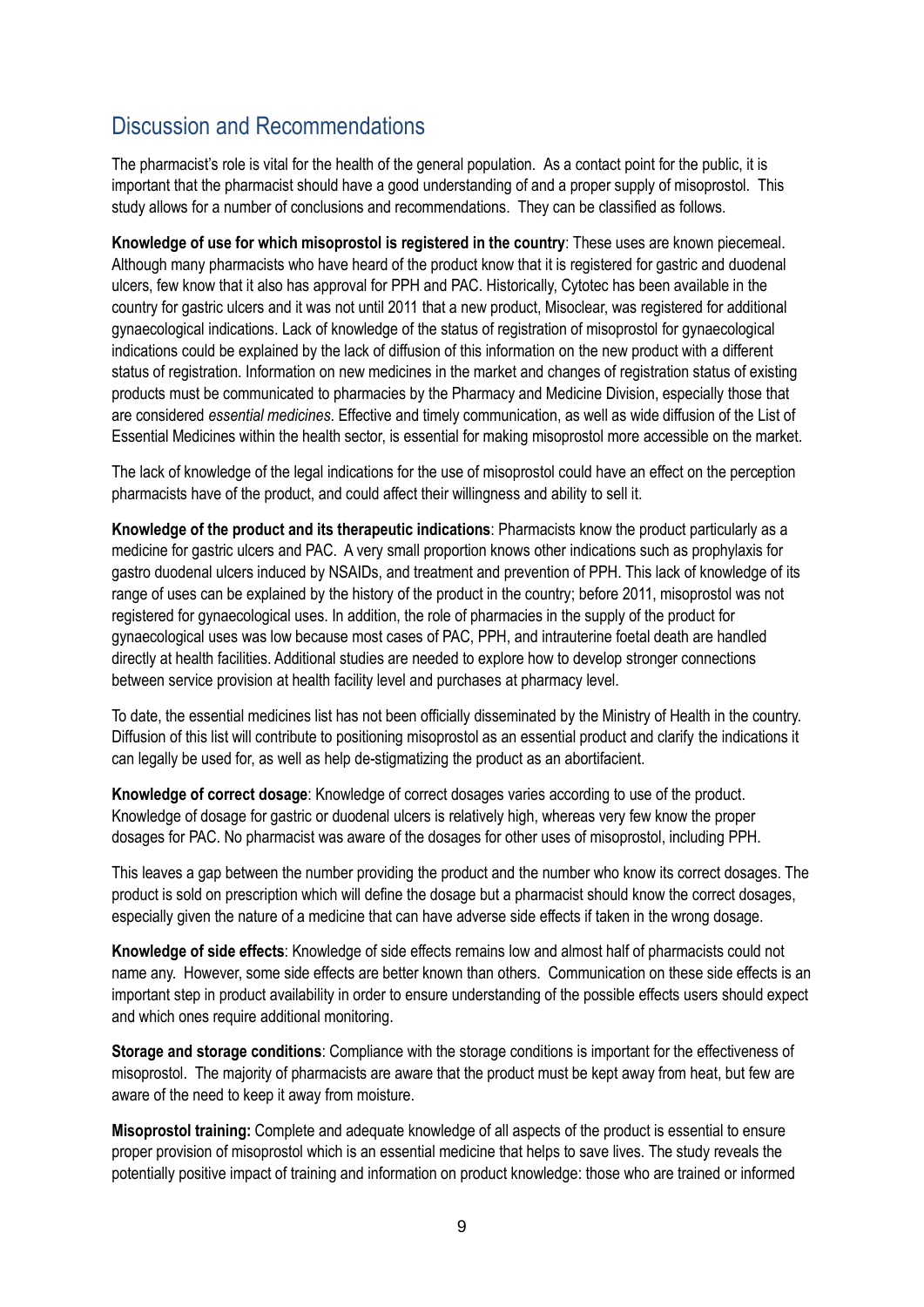## Discussion and Recommendations

The pharmacist's role is vital for the health of the general population. As a contact point for the public, it is important that the pharmacist should have a good understanding of and a proper supply of misoprostol. This study allows for a number of conclusions and recommendations. They can be classified as follows.

**Knowledge of use for which misoprostol is registered in the country**: These uses are known piecemeal. Although many pharmacists who have heard of the product know that it is registered for gastric and duodenal ulcers, few know that it also has approval for PPH and PAC. Historically, Cytotec has been available in the country for gastric ulcers and it was not until 2011 that a new product, Misoclear, was registered for additional gynaecological indications. Lack of knowledge of the status of registration of misoprostol for gynaecological indications could be explained by the lack of diffusion of this information on the new product with a different status of registration. Information on new medicines in the market and changes of registration status of existing products must be communicated to pharmacies by the Pharmacy and Medicine Division, especially those that are considered *essential medicines*. Effective and timely communication, as well as wide diffusion of the List of Essential Medicines within the health sector, is essential for making misoprostol more accessible on the market.

The lack of knowledge of the legal indications for the use of misoprostol could have an effect on the perception pharmacists have of the product, and could affect their willingness and ability to sell it.

**Knowledge of the product and its therapeutic indications**: Pharmacists know the product particularly as a medicine for gastric ulcers and PAC. A very small proportion knows other indications such as prophylaxis for gastro duodenal ulcers induced by NSAIDs, and treatment and prevention of PPH. This lack of knowledge of its range of uses can be explained by the history of the product in the country; before 2011, misoprostol was not registered for gynaecological uses. In addition, the role of pharmacies in the supply of the product for gynaecological uses was low because most cases of PAC, PPH, and intrauterine foetal death are handled directly at health facilities. Additional studies are needed to explore how to develop stronger connections between service provision at health facility level and purchases at pharmacy level.

To date, the essential medicines list has not been officially disseminated by the Ministry of Health in the country. Diffusion of this list will contribute to positioning misoprostol as an essential product and clarify the indications it can legally be used for, as well as help de-stigmatizing the product as an abortifacient.

**Knowledge of correct dosage**: Knowledge of correct dosages varies according to use of the product. Knowledge of dosage for gastric or duodenal ulcers is relatively high, whereas very few know the proper dosages for PAC. No pharmacist was aware of the dosages for other uses of misoprostol, including PPH.

This leaves a gap between the number providing the product and the number who know its correct dosages. The product is sold on prescription which will define the dosage but a pharmacist should know the correct dosages, especially given the nature of a medicine that can have adverse side effects if taken in the wrong dosage.

**Knowledge of side effects**: Knowledge of side effects remains low and almost half of pharmacists could not name any. However, some side effects are better known than others. Communication on these side effects is an important step in product availability in order to ensure understanding of the possible effects users should expect and which ones require additional monitoring.

**Storage and storage conditions**: Compliance with the storage conditions is important for the effectiveness of misoprostol. The majority of pharmacists are aware that the product must be kept away from heat, but few are aware of the need to keep it away from moisture.

**Misoprostol training:** Complete and adequate knowledge of all aspects of the product is essential to ensure proper provision of misoprostol which is an essential medicine that helps to save lives. The study reveals the potentially positive impact of training and information on product knowledge: those who are trained or informed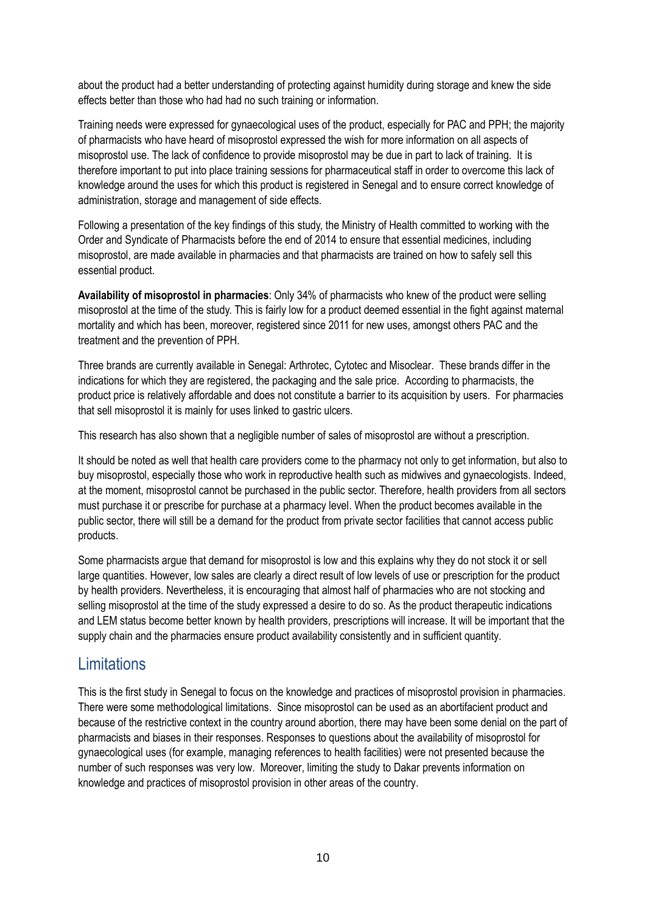about the product had a better understanding of protecting against humidity during storage and knew the side effects better than those who had had no such training or information.

Training needs were expressed for gynaecological uses of the product, especially for PAC and PPH; the majority of pharmacists who have heard of misoprostol expressed the wish for more information on all aspects of misoprostol use. The lack of confidence to provide misoprostol may be due in part to lack of training. It is therefore important to put into place training sessions for pharmaceutical staff in order to overcome this lack of knowledge around the uses for which this product is registered in Senegal and to ensure correct knowledge of administration, storage and management of side effects.

Following a presentation of the key findings of this study, the Ministry of Health committed to working with the Order and Syndicate of Pharmacists before the end of 2014 to ensure that essential medicines, including misoprostol, are made available in pharmacies and that pharmacists are trained on how to safely sell this essential product.

**Availability of misoprostol in pharmacies**: Only 34% of pharmacists who knew of the product were selling misoprostol at the time of the study. This is fairly low for a product deemed essential in the fight against maternal mortality and which has been, moreover, registered since 2011 for new uses, amongst others PAC and the treatment and the prevention of PPH.

Three brands are currently available in Senegal: Arthrotec, Cytotec and Misoclear. These brands differ in the indications for which they are registered, the packaging and the sale price. According to pharmacists, the product price is relatively affordable and does not constitute a barrier to its acquisition by users. For pharmacies that sell misoprostol it is mainly for uses linked to gastric ulcers.

This research has also shown that a negligible number of sales of misoprostol are without a prescription.

It should be noted as well that health care providers come to the pharmacy not only to get information, but also to buy misoprostol, especially those who work in reproductive health such as midwives and gynaecologists. Indeed, at the moment, misoprostol cannot be purchased in the public sector. Therefore, health providers from all sectors must purchase it or prescribe for purchase at a pharmacy level. When the product becomes available in the public sector, there will still be a demand for the product from private sector facilities that cannot access public products.

Some pharmacists argue that demand for misoprostol is low and this explains why they do not stock it or sell large quantities. However, low sales are clearly a direct result of low levels of use or prescription for the product by health providers. Nevertheless, it is encouraging that almost half of pharmacies who are not stocking and selling misoprostol at the time of the study expressed a desire to do so. As the product therapeutic indications and LEM status become better known by health providers, prescriptions will increase. It will be important that the supply chain and the pharmacies ensure product availability consistently and in sufficient quantity.

## Limitations

This is the first study in Senegal to focus on the knowledge and practices of misoprostol provision in pharmacies. There were some methodological limitations. Since misoprostol can be used as an abortifacient product and because of the restrictive context in the country around abortion, there may have been some denial on the part of pharmacists and biases in their responses. Responses to questions about the availability of misoprostol for gynaecological uses (for example, managing references to health facilities) were not presented because the number of such responses was very low. Moreover, limiting the study to Dakar prevents information on knowledge and practices of misoprostol provision in other areas of the country.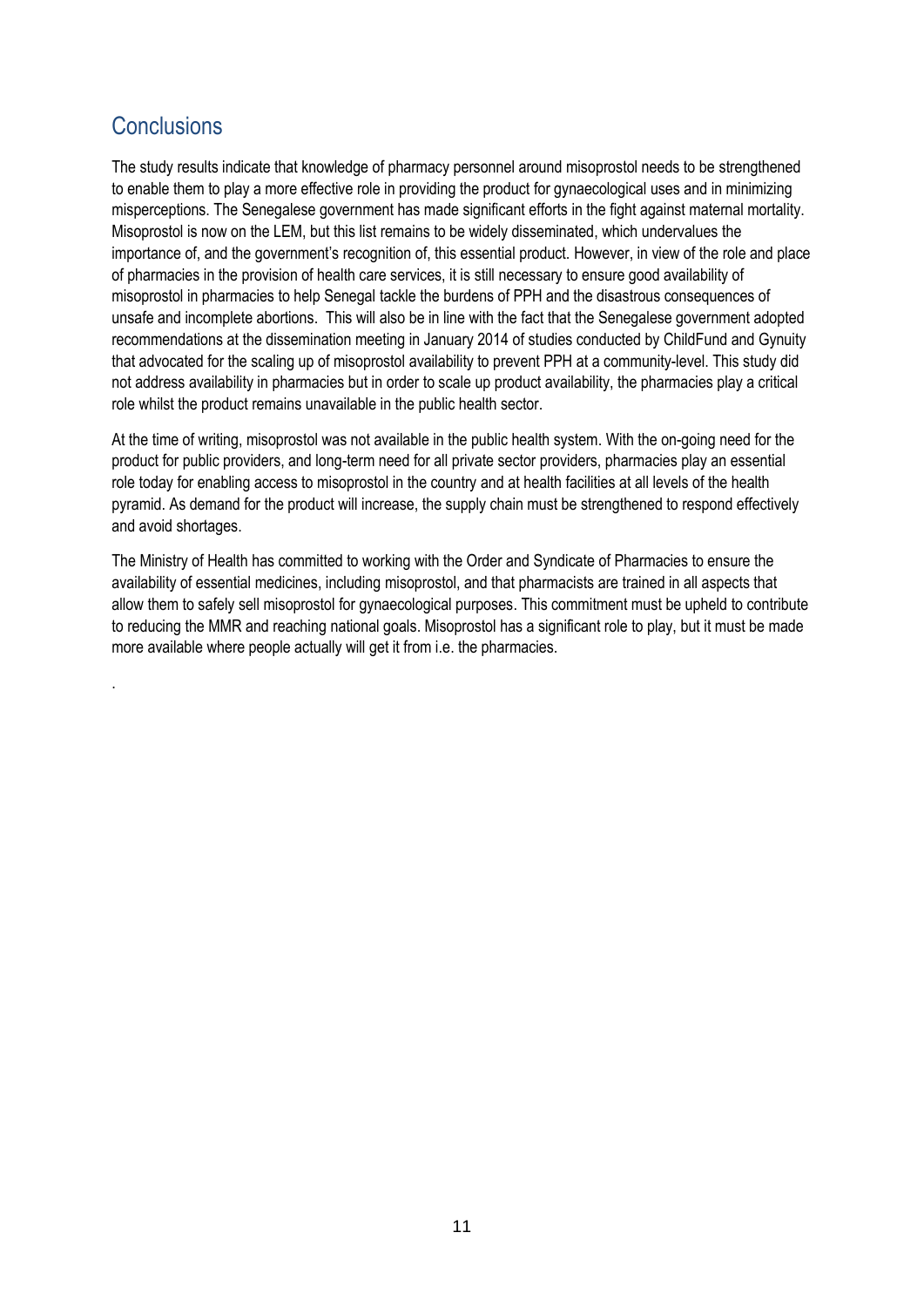## Conclusions

The study results indicate that knowledge of pharmacy personnel around misoprostol needs to be strengthened to enable them to play a more effective role in providing the product for gynaecological uses and in minimizing misperceptions. The Senegalese government has made significant efforts in the fight against maternal mortality. Misoprostol is now on the LEM, but this list remains to be widely disseminated, which undervalues the importance of, and the government's recognition of, this essential product. However, in view of the role and place of pharmacies in the provision of health care services, it is still necessary to ensure good availability of misoprostol in pharmacies to help Senegal tackle the burdens of PPH and the disastrous consequences of unsafe and incomplete abortions. This will also be in line with the fact that the Senegalese government adopted recommendations at the dissemination meeting in January 2014 of studies conducted by ChildFund and Gynuity that advocated for the scaling up of misoprostol availability to prevent PPH at a community-level. This study did not address availability in pharmacies but in order to scale up product availability, the pharmacies play a critical role whilst the product remains unavailable in the public health sector.

At the time of writing, misoprostol was not available in the public health system. With the on-going need for the product for public providers, and long-term need for all private sector providers, pharmacies play an essential role today for enabling access to misoprostol in the country and at health facilities at all levels of the health pyramid. As demand for the product will increase, the supply chain must be strengthened to respond effectively and avoid shortages.

The Ministry of Health has committed to working with the Order and Syndicate of Pharmacies to ensure the availability of essential medicines, including misoprostol, and that pharmacists are trained in all aspects that allow them to safely sell misoprostol for gynaecological purposes. This commitment must be upheld to contribute to reducing the MMR and reaching national goals. Misoprostol has a significant role to play, but it must be made more available where people actually will get it from i.e. the pharmacies.

.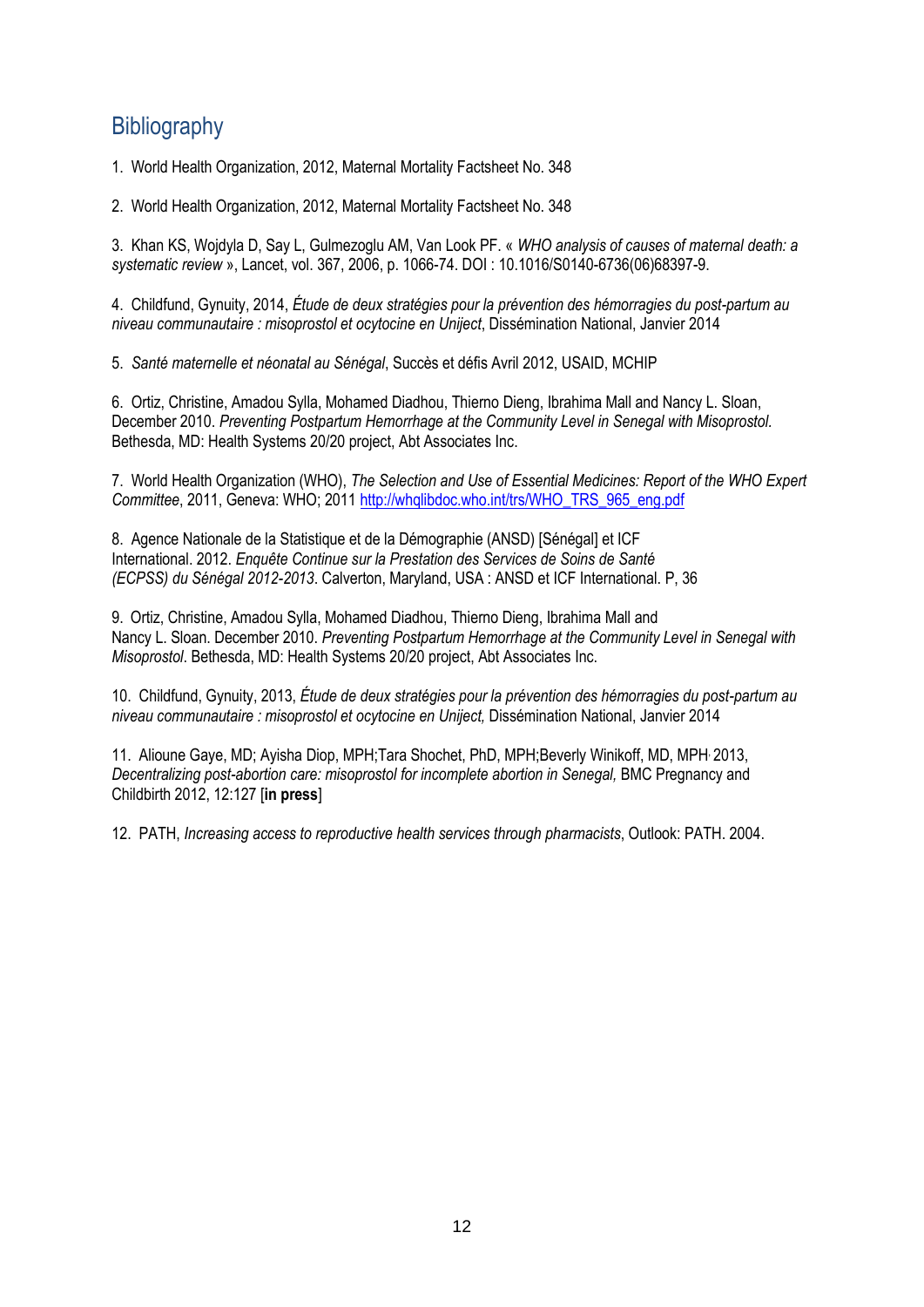# Bibliography

1. World Health Organization, 2012, Maternal Mortality Factsheet No. 348

2. World Health Organization, 2012, Maternal Mortality Factsheet No. 348

3. Khan KS, Wojdyla D, Say L, Gulmezoglu AM, Van Look PF. « *WHO analysis of causes of maternal death: a systematic review* », Lancet, vol. 367, 2006, p. 1066-74. DOI : 10.1016/S0140-6736(06)68397-9.

4. Childfund, Gynuity, 2014, *Étude de deux stratégies pour la prévention des hémorragies du post-partum au niveau communautaire : misoprostol et ocytocine en Uniject*, Dissémination National, Janvier 2014

5. *Santé maternelle et néonatal au Sénégal*, Succès et défis Avril 2012, USAID, MCHIP

6. Ortiz, Christine, Amadou Sylla, Mohamed Diadhou, Thierno Dieng, Ibrahima Mall and Nancy L. Sloan, December 2010. *Preventing Postpartum Hemorrhage at the Community Level in Senegal with Misoprostol.* Bethesda, MD: Health Systems 20/20 project, Abt Associates Inc.

7. World Health Organization (WHO), *The Selection and Use of Essential Medicines: Report of the WHO Expert Committee*, 2011, Geneva: WHO; 2011 http://whqlibdoc.who.int/trs/WHO_TRS_965_eng.pdf

8. Agence Nationale de la Statistique et de la Démographie (ANSD) [Sénégal] et ICF International. 2012. *Enquête Continue sur la Prestation des Services de Soins de Santé (ECPSS) du Sénégal 2012-2013*. Calverton, Maryland, USA : ANSD et ICF International. P, 36

9. Ortiz, Christine, Amadou Sylla, Mohamed Diadhou, Thierno Dieng, Ibrahima Mall and Nancy L. Sloan. December 2010. *Preventing Postpartum Hemorrhage at the Community Level in Senegal with Misoprostol*. Bethesda, MD: Health Systems 20/20 project, Abt Associates Inc.

10. Childfund, Gynuity, 2013, *Étude de deux stratégies pour la prévention des hémorragies du post-partum au niveau communautaire : misoprostol et ocytocine en Uniject,* Dissémination National, Janvier 2014

11. Alioune Gaye, MD; Ayisha Diop, MPH;Tara Shochet, PhD, MPH;Beverly Winikoff, MD, MPH, 2013, *Decentralizing post-abortion care: misoprostol for incomplete abortion in Senegal,* BMC Pregnancy and Childbirth 2012, 12:127 [**in press**]

12. PATH, *Increasing access to reproductive health services through pharmacists*, Outlook: PATH. 2004.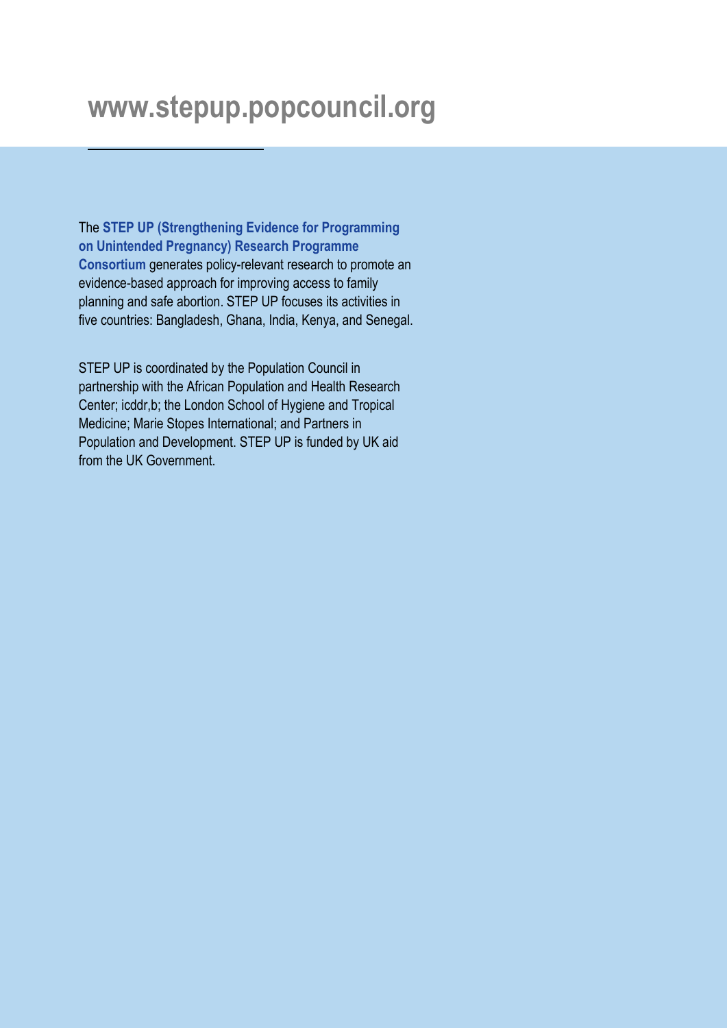# www.stepup.popcouncil.org

The **STEP UP (Strengthening Evidence for Programming on Unintended Pregnancy) Research Programme Consortium** generates policy-relevant research to promote an evidence-based approach for improving access to family planning and safe abortion. STEP UP focuses its activities in five countries: Bangladesh, Ghana, India, Kenya, and Senegal.

STEP UP is coordinated by the Population Council in partnership with the African Population and Health Research Center; icddr,b; the London School of Hygiene and Tropical Medicine; Marie Stopes International; and Partners in Population and Development. STEP UP is funded by UK aid from the UK Government.